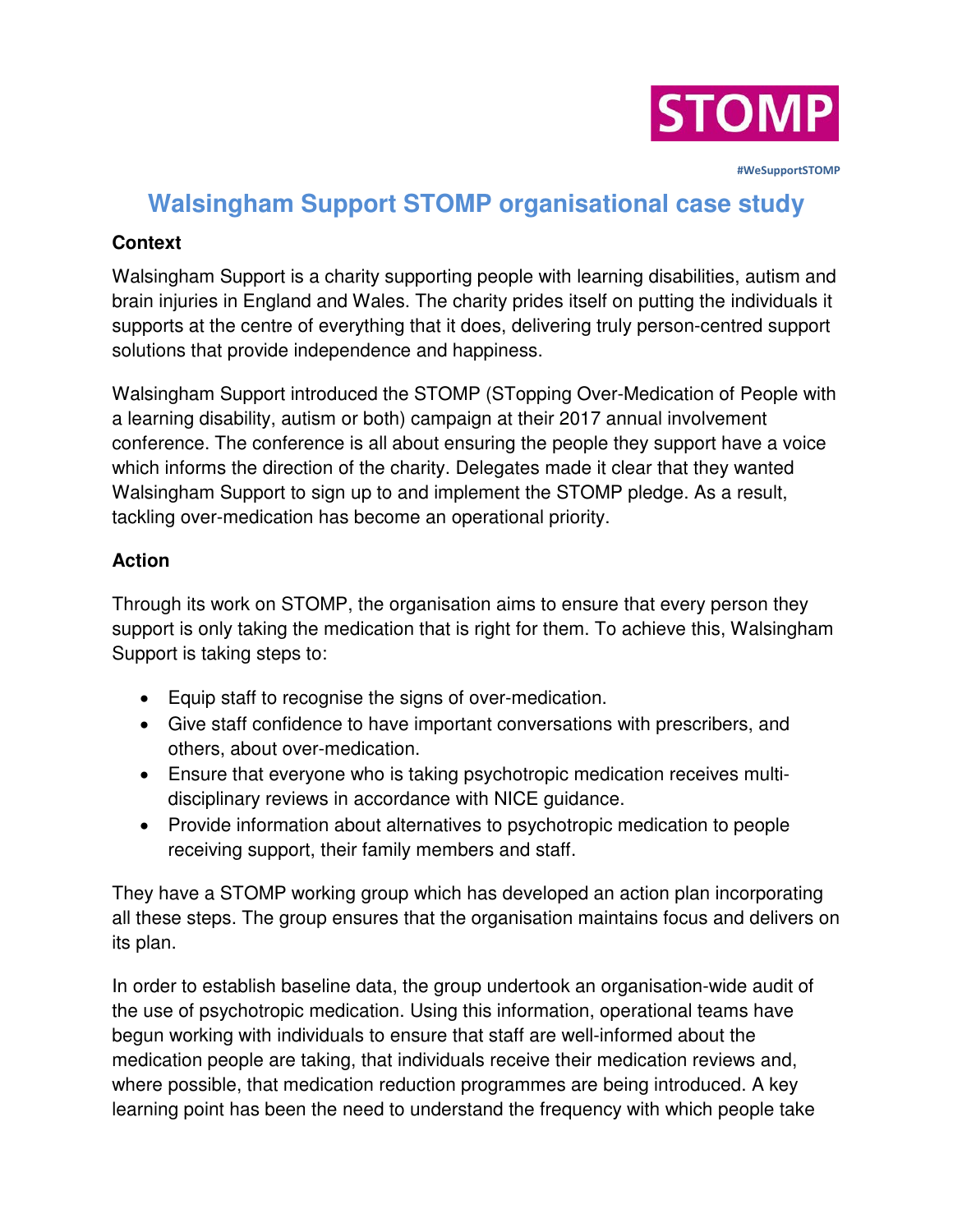STOMP

#WeSupportSTOMP

# Walsingham Support STOMP organisational case study

### Context

Walsingham Support is a charity supporting people with learning disabilities, autism and brain injuries in England and Wales. The charity prides itself on putting the individuals it supports at the centre of everything that it does, delivering truly person-centred support solutions that provide independence and happiness.

Walsingham Support introduced the STOMP (STopping Over-Medication of People with a learning disability, autism or both) campaign at their 2017 annual involvement conference. The conference is all about ensuring the people they support have a voice which informs the direction of the charity. Delegates made it clear that they wanted Walsingham Support to sign up to and implement the STOMP pledge. As a result, tackling over-medication has become an operational priority.

### Action

Through its work on STOMP, the organisation aims to ensure that every person they support is only taking the medication that is right for them. To achieve this, Walsingham Support is taking steps to:

- Equip staff to recognise the signs of over-medication.
- Give staff confidence to have important conversations with prescribers, and others, about over-medication.
- Ensure that everyone who is taking psychotropic medication receives multi-disciplinary reviews in accordance with NICE guidance.
- Provide information about alternatives to psychotropic medication to people receiving support, their family members and staff.

They have a STOMP working group which has developed an action plan incorporating all these steps. The group ensures that the organisation maintains focus and delivers on its plan.

In order to establish baseline data, the group undertook an organisation-wide audit of the use of psychotropic medication. Using this information, operational teams have begun working with individuals to ensure that staff are well-informed about the medication people are taking, that individuals receive their medication reviews and, where possible, that medication reduction programmes are being introduced. A key learning point has been the need to understand the frequency with which people take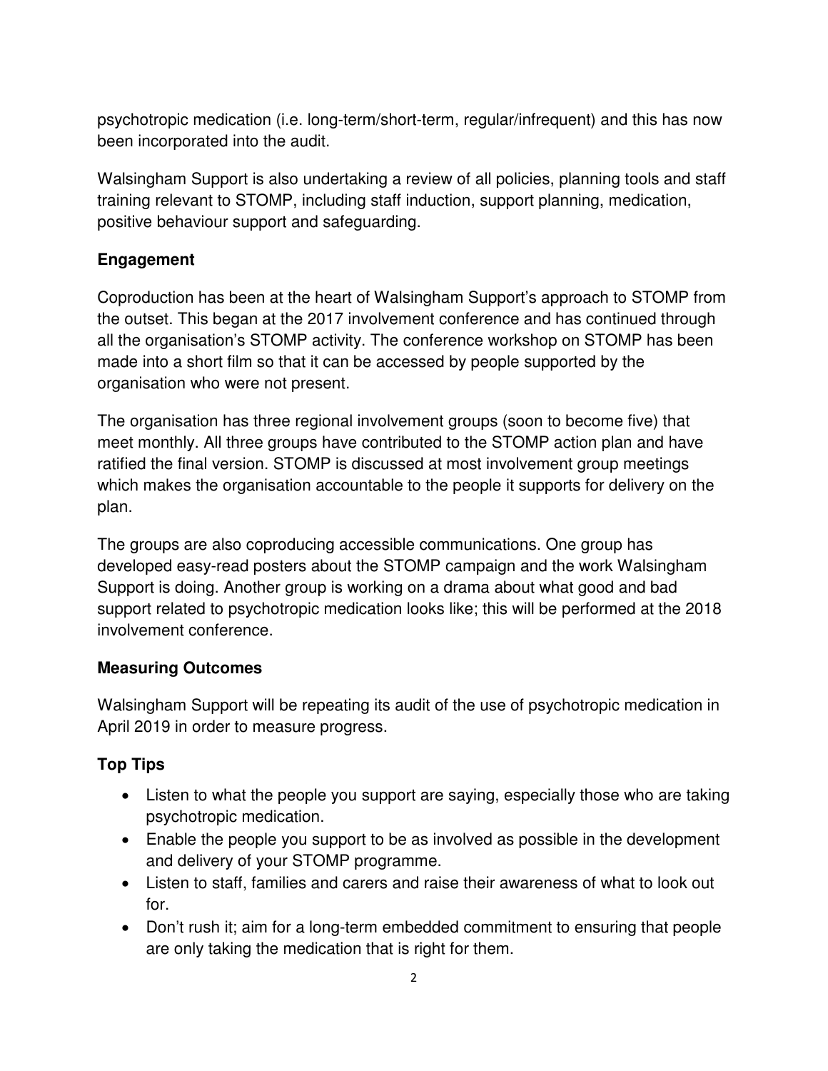psychotropic medication (i.e. long-term/short-term, regular/infrequent) and this has now been incorporated into the audit.

Walsingham Support is also undertaking a review of all policies, planning tools and staff training relevant to STOMP, including staff induction, support planning, medication, positive behaviour support and safeguarding.

**Engagement**

Coproduction has been at the heart of Walsingham Support's approach to STOMP from the outset. This began at the 2017 involvement conference and has continued through all the organisation's STOMP activity. The conference workshop on STOMP has been made into a short film so that it can be accessed by people supported by the organisation who were not present.

The organisation has three regional involvement groups (soon to become five) that meet monthly. All three groups have contributed to the STOMP action plan and have ratified the final version. STOMP is discussed at most involvement group meetings which makes the organisation accountable to the people it supports for delivery on the plan.

The groups are also coproducing accessible communications. One group has developed easy-read posters about the STOMP campaign and the work Walsingham Support is doing. Another group is working on a drama about what good and bad support related to psychotropic medication looks like; this will be performed at the 2018 involvement conference.

**Measuring Outcomes**

Walsingham Support will be repeating its audit of the use of psychotropic medication in April 2019 in order to measure progress.

**Top Tips**

- Listen to what the people you support are saying, especially those who are taking psychotropic medication.
- Enable the people you support to be as involved as possible in the development and delivery of your STOMP programme.
- Listen to staff, families and carers and raise their awareness of what to look out for.
- Don't rush it; aim for a long-term embedded commitment to ensuring that people are only taking the medication that is right for them.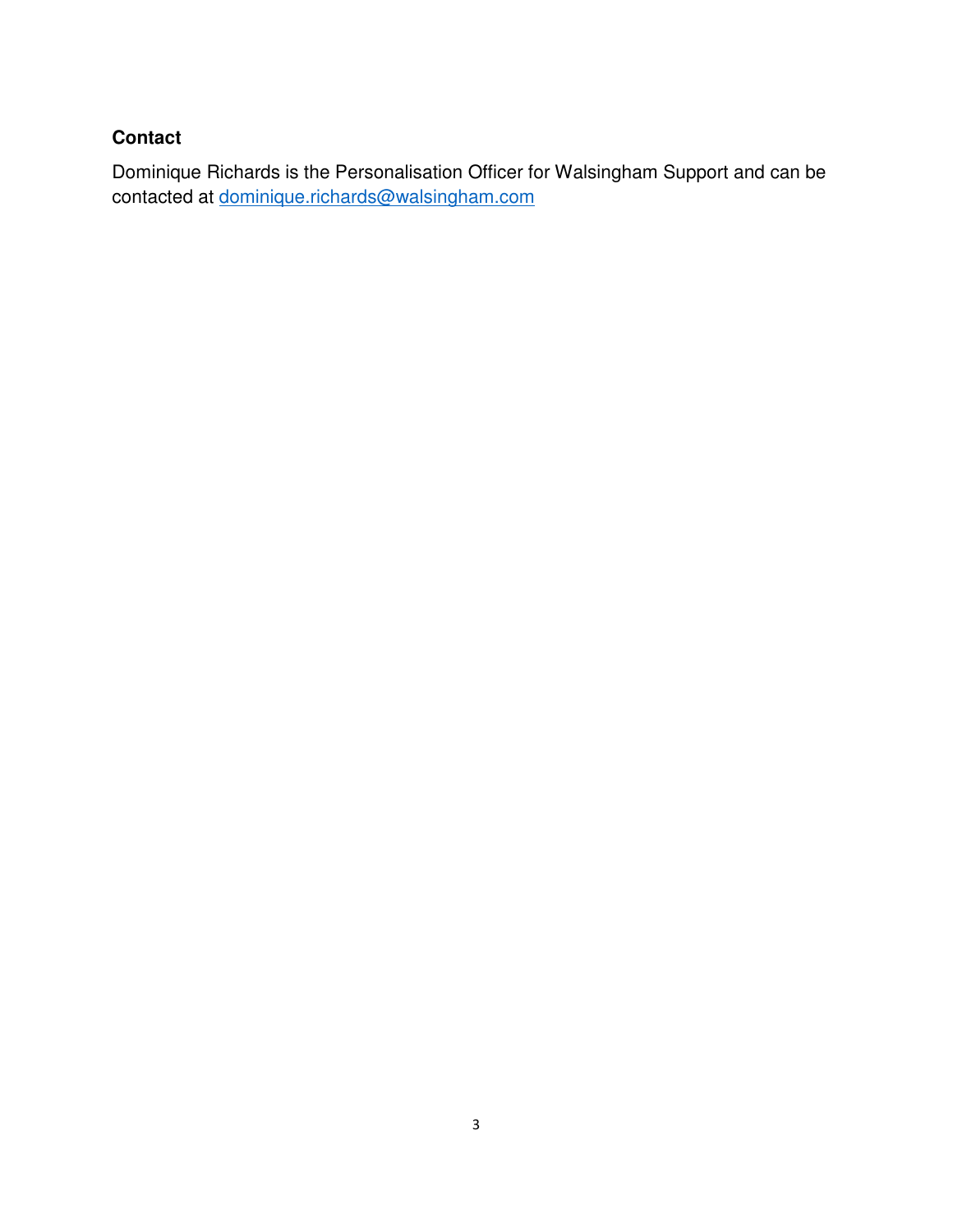## Contact

Dominique Richards is the Personalisation Officer for Walsingham Support and can be contacted at dominique.richards@walsingham.com